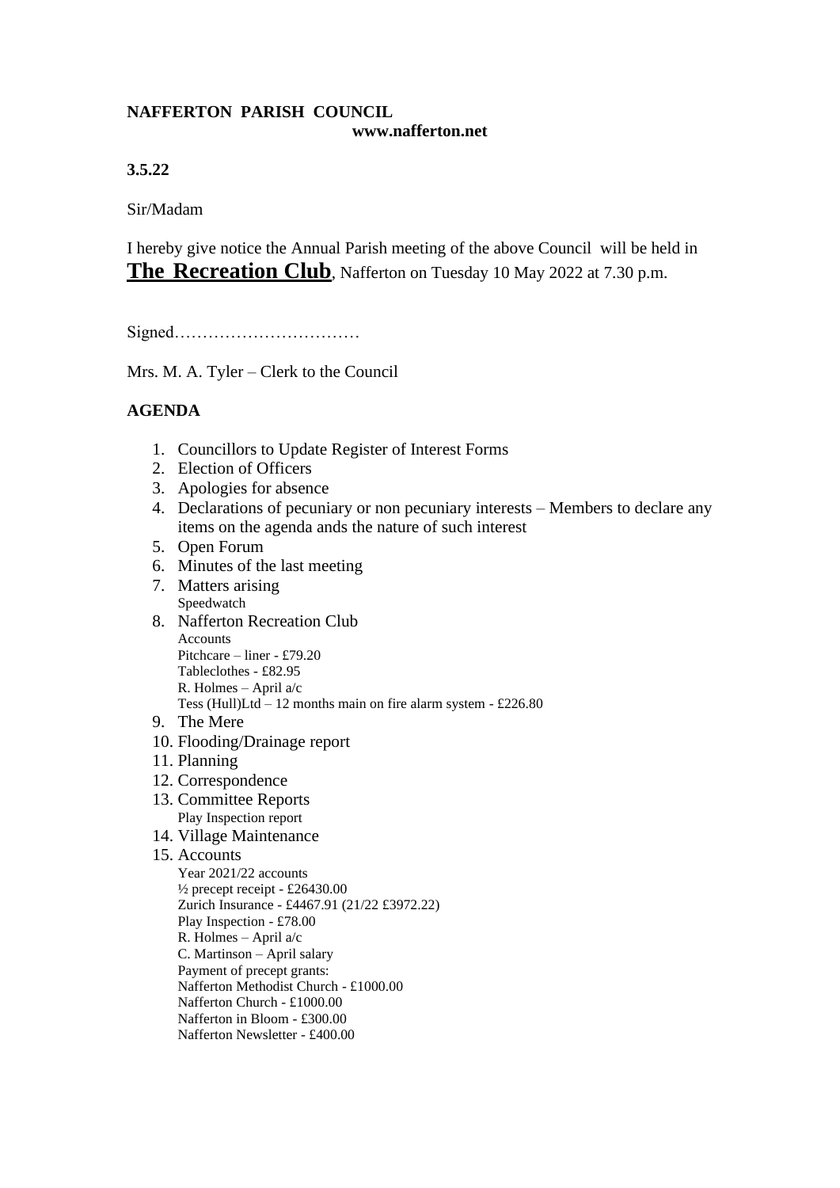**NAFFERTON PARISH COUNCIL**
**www.nafferton.net**

**3.5.22**

Sir/Madam

I hereby give notice the Annual Parish meeting of the above Council will be held in **The Recreation Club**, Nafferton on Tuesday 10 May 2022 at 7.30 p.m.

Signed……………………………

Mrs. M. A. Tyler – Clerk to the Council

**AGENDA**

1. Councillors to Update Register of Interest Forms
2. Election of Officers
3. Apologies for absence
4. Declarations of pecuniary or non pecuniary interests – Members to declare any items on the agenda ands the nature of such interest
5. Open Forum
6. Minutes of the last meeting
7. Matters arising
   Speedwatch
8. Nafferton Recreation Club
   Accounts
   Pitchcare – liner - £79.20
   Tableclothes - £82.95
   R. Holmes – April a/c
   Tess (Hull)Ltd – 12 months main on fire alarm system - £226.80
9. The Mere
10. Flooding/Drainage report
11. Planning
12. Correspondence
13. Committee Reports
    Play Inspection report
14. Village Maintenance
15. Accounts
    Year 2021/22 accounts
    ½ precept receipt - £26430.00
    Zurich Insurance - £4467.91 (21/22 £3972.22)
    Play Inspection - £78.00
    R. Holmes – April a/c
    C. Martinson – April salary
    Payment of precept grants:
    Nafferton Methodist Church - £1000.00
    Nafferton Church - £1000.00
    Nafferton in Bloom - £300.00
    Nafferton Newsletter - £400.00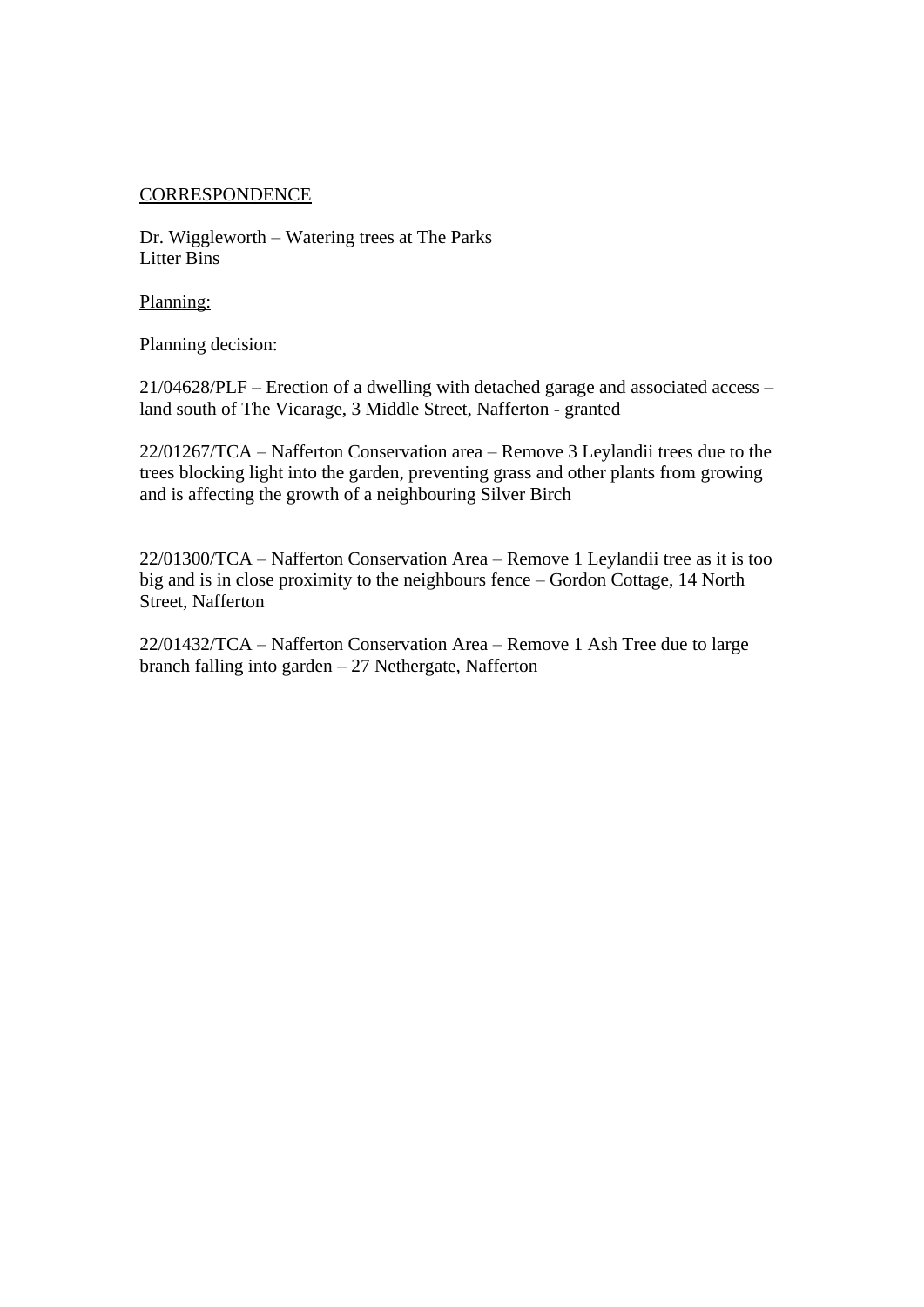<u>CORRESPONDENCE</u>

Dr. Wiggleworth – Watering trees at The Parks
Litter Bins

<u>Planning:</u>

Planning decision:

21/04628/PLF – Erection of a dwelling with detached garage and associated access – land south of The Vicarage, 3 Middle Street, Nafferton - granted

22/01267/TCA – Nafferton Conservation area – Remove 3 Leylandii trees due to the trees blocking light into the garden, preventing grass and other plants from growing and is affecting the growth of a neighbouring Silver Birch

22/01300/TCA – Nafferton Conservation Area – Remove 1 Leylandii tree as it is too big and is in close proximity to the neighbours fence – Gordon Cottage, 14 North Street, Nafferton

22/01432/TCA – Nafferton Conservation Area – Remove 1 Ash Tree due to large branch falling into garden – 27 Nethergate, Nafferton